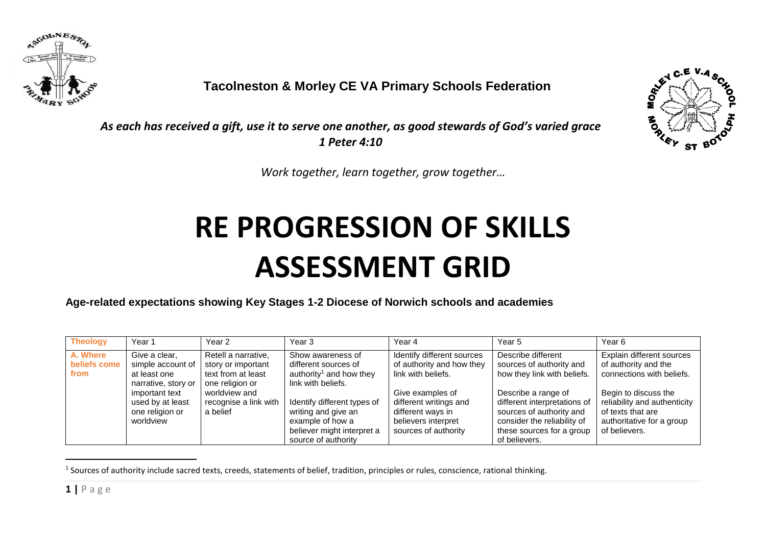**Tacolneston & Morley CE VA Primary Schools Federation**

*As each has received a gift, use it to serve one another, as good stewards of God's varied grace*
*1 Peter 4:10*

*Work together, learn together, grow together…*

# RE PROGRESSION OF SKILLS ASSESSMENT GRID

**Age-related expectations showing Key Stages 1-2 Diocese of Norwich schools and academies**

| Theology | Year 1 | Year 2 | Year 3 | Year 4 | Year 5 | Year 6 |
|---|---|---|---|---|---|---|
| A. Where beliefs come from | Give a clear, simple account of at least one narrative, story or important text used by at least one religion or worldview | Retell a narrative, story or important text from at least one religion or worldview and recognise a link with a belief | Show awareness of different sources of authority[1] and how they link with beliefs.<br><br>Identify different types of writing and give an example of how a believer might interpret a source of authority | Identify different sources of authority and how they link with beliefs.<br><br>Give examples of different writings and different ways in believers interpret sources of authority | Describe different sources of authority and how they link with beliefs.<br><br>Describe a range of different interpretations of sources of authority and consider the reliability of these sources for a group of believers. | Explain different sources of authority and the connections with beliefs.<br><br>Begin to discuss the reliability and authenticity of texts that are authoritative for a group of believers. |

[1] Sources of authority include sacred texts, creeds, statements of belief, tradition, principles or rules, conscience, rational thinking.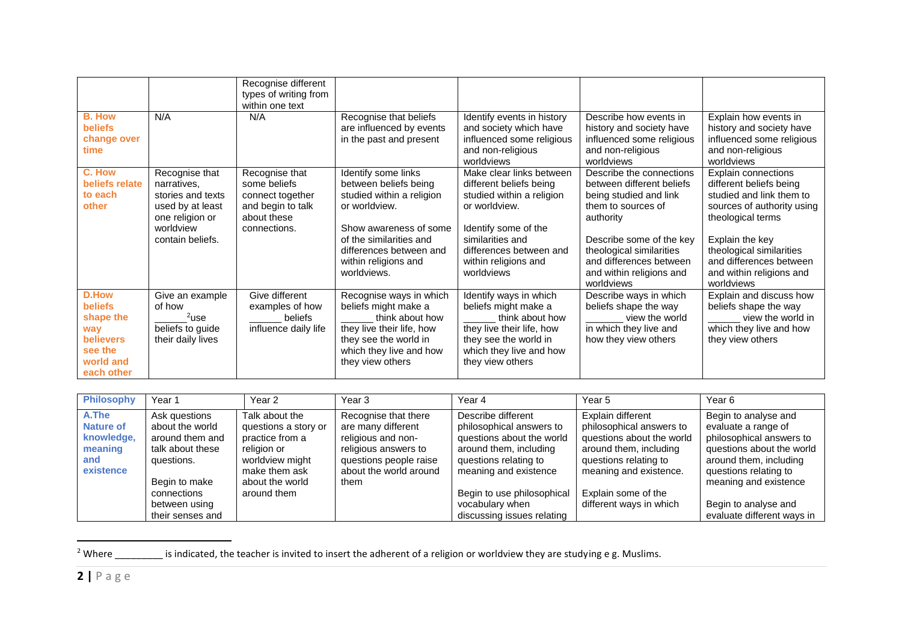| | | | | | | |
|---|---|---|---|---|---|---|
| | | Recognise different types of writing from within one text | | | | |
| **B. How beliefs change over time** | N/A | N/A | Recognise that beliefs are influenced by events in the past and present | Identify events in history and society which have influenced some religious and non-religious worldviews | Describe how events in history and society have influenced some religious and non-religious worldviews | Explain how events in history and society have influenced some religious and non-religious worldviews |
| **C. How beliefs relate to each other** | Recognise that narratives, stories and texts used by at least one religion or worldview contain beliefs. | Recognise that some beliefs connect together and begin to talk about these connections. | Identify some links between beliefs being studied within a religion or worldview.<br><br>Show awareness of some of the similarities and differences between and within religions and worldviews. | Make clear links between different beliefs being studied within a religion or worldview.<br><br>Identify some of the similarities and differences between and within religions and worldviews | Describe the connections between different beliefs being studied and link them to sources of authority<br><br>Describe some of the key theological similarities and differences between and within religions and worldviews | Explain connections different beliefs being studied and link them to sources of authority using theological terms<br><br>Explain the key theological similarities and differences between and within religions and worldviews |
| **D.How beliefs shape the way believers see the world and each other** | Give an example of how ______[2]use beliefs to guide their daily lives | Give different examples of how ______ beliefs influence daily life | Recognise ways in which beliefs might make a ______ think about how they live their life, how they see the world in which they live and how they view others | Identify ways in which beliefs might make a ______ think about how they live their life, how they see the world in which they live and how they view others | Describe ways in which beliefs shape the way ______ view the world in which they live and how they view others | Explain and discuss how beliefs shape the way ______ view the world in which they live and how they view others |

| **Philosophy** | Year 1 | Year 2 | Year 3 | Year 4 | Year 5 | Year 6 |
|---|---|---|---|---|---|---|
| **A.The Nature of knowledge, meaning and existence** | Ask questions about the world around them and talk about these questions.<br><br>Begin to make connections between using their senses and | Talk about the questions a story or practice from a religion or worldview might make them ask about the world around them | Recognise that there are many different religious and non-religious answers to questions people raise about the world around them | Describe different philosophical answers to questions about the world around them, including questions relating to meaning and existence<br><br>Begin to use philosophical vocabulary when discussing issues relating | Explain different philosophical answers to questions about the world around them, including questions relating to meaning and existence.<br><br>Explain some of the different ways in which | Begin to analyse and evaluate a range of philosophical answers to questions about the world around them, including questions relating to meaning and existence<br><br>Begin to analyse and evaluate different ways in |

[2] Where _________ is indicated, the teacher is invited to insert the adherent of a religion or worldview they are studying e g. Muslims.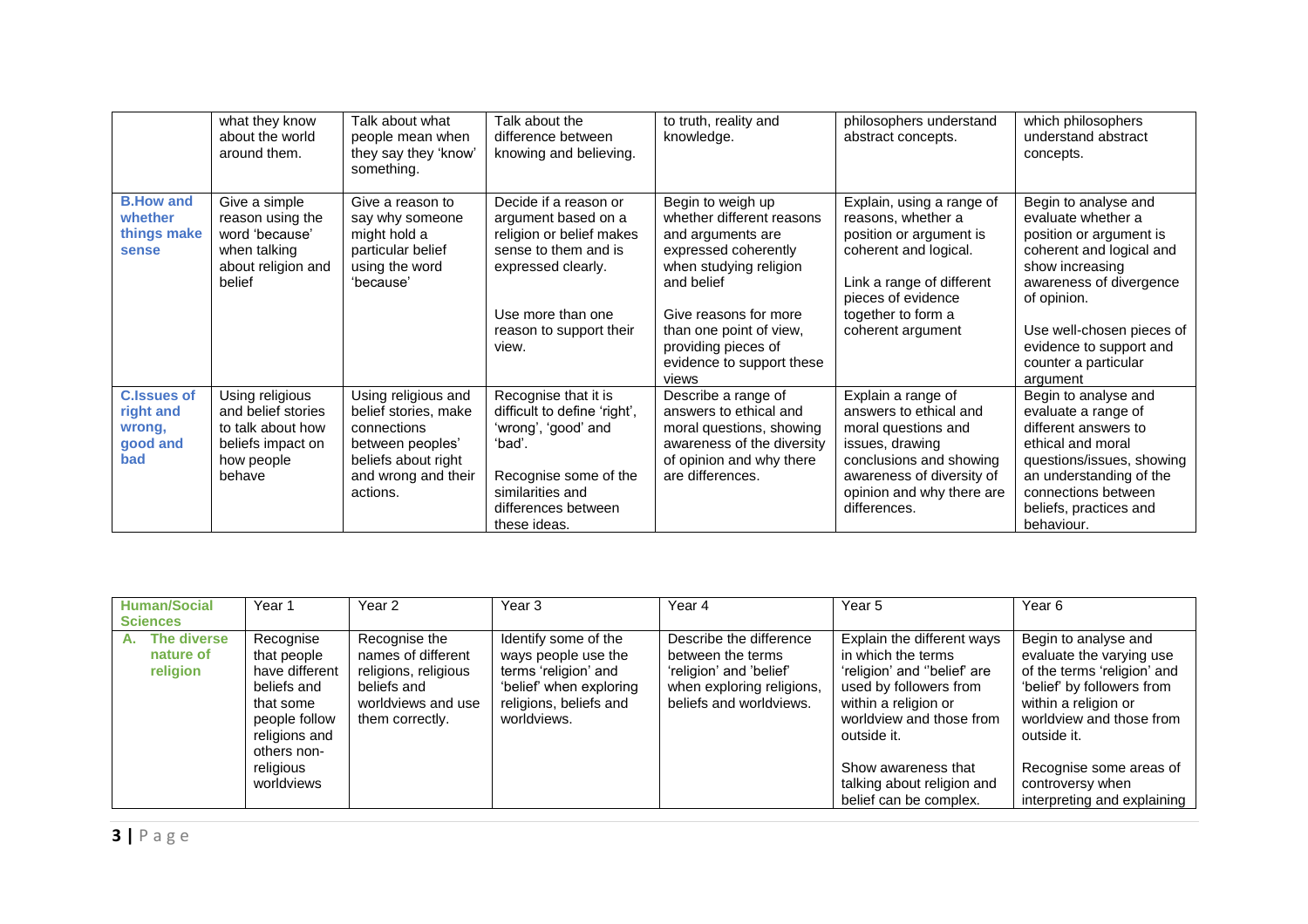| | | | | | | |
|---|---|---|---|---|---|---|
| | what they know about the world around them. | Talk about what people mean when they say they 'know' something. | Talk about the difference between knowing and believing. | to truth, reality and knowledge. | philosophers understand abstract concepts. | which philosophers understand abstract concepts. |
| **B.How and whether things make sense** | Give a simple reason using the word 'because' when talking about religion and belief | Give a reason to say why someone might hold a particular belief using the word 'because' | Decide if a reason or argument based on a religion or belief makes sense to them and is expressed clearly.<br><br>Use more than one reason to support their view. | Begin to weigh up whether different reasons and arguments are expressed coherently when studying religion and belief<br><br>Give reasons for more than one point of view, providing pieces of evidence to support these views | Explain, using a range of reasons, whether a position or argument is coherent and logical.<br><br>Link a range of different pieces of evidence together to form a coherent argument | Begin to analyse and evaluate whether a position or argument is coherent and logical and show increasing awareness of divergence of opinion.<br><br>Use well-chosen pieces of evidence to support and counter a particular argument |
| **C.Issues of right and wrong, good and bad** | Using religious and belief stories to talk about how beliefs impact on how people behave | Using religious and belief stories, make connections between peoples' beliefs about right and wrong and their actions. | Recognise that it is difficult to define 'right', 'wrong', 'good' and 'bad'.<br><br>Recognise some of the similarities and differences between these ideas. | Describe a range of answers to ethical and moral questions, showing awareness of the diversity of opinion and why there are differences. | Explain a range of answers to ethical and moral questions and issues, drawing conclusions and showing awareness of diversity of opinion and why there are differences. | Begin to analyse and evaluate a range of different answers to ethical and moral questions/issues, showing an understanding of the connections between beliefs, practices and behaviour. |

| **Human/Social Sciences** | Year 1 | Year 2 | Year 3 | Year 4 | Year 5 | Year 6 |
|---|---|---|---|---|---|---|
| **A. The diverse nature of religion** | Recognise that people have different beliefs and that some people follow religions and others non-religious worldviews | Recognise the names of different religions, religious beliefs and worldviews and use them correctly. | Identify some of the ways people use the terms 'religion' and 'belief' when exploring religions, beliefs and worldviews. | Describe the difference between the terms 'religion' and 'belief' when exploring religions, beliefs and worldviews. | Explain the different ways in which the terms 'religion' and ''belief' are used by followers from within a religion or worldview and those from outside it.<br><br>Show awareness that talking about religion and belief can be complex. | Begin to analyse and evaluate the varying use of the terms 'religion' and 'belief' by followers from within a religion or worldview and those from outside it.<br><br>Recognise some areas of controversy when interpreting and explaining |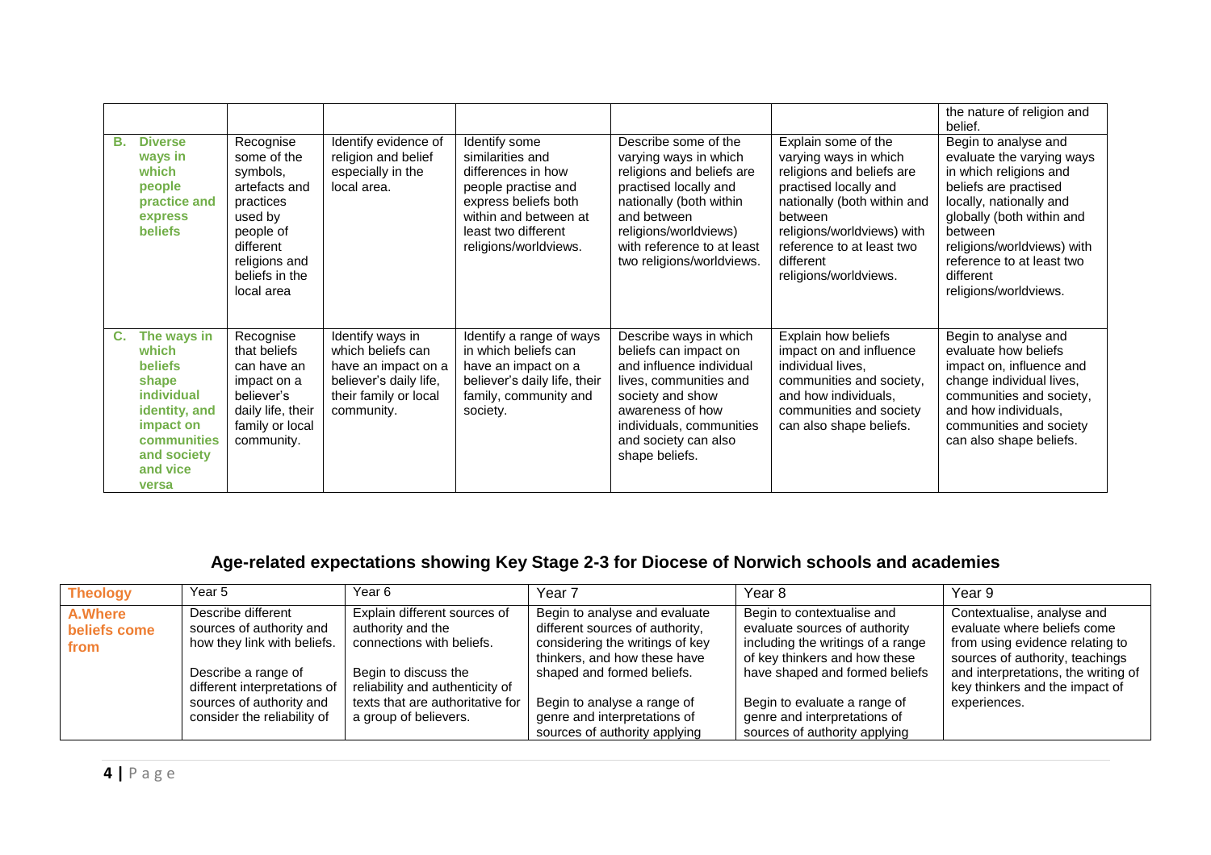| | | | | | | |
|---|---|---|---|---|---|---|
| | | | | | | the nature of religion and belief. |
| **B. Diverse ways in which people practice and express beliefs** | Recognise some of the symbols, artefacts and practices used by people of different religions and beliefs in the local area | Identify evidence of religion and belief especially in the local area. | Identify some similarities and differences in how people practise and express beliefs both within and between at least two different religions/worldviews. | Describe some of the varying ways in which religions and beliefs are practised locally and nationally (both within and between religions/worldviews) with reference to at least two religions/worldviews. | Explain some of the varying ways in which religions and beliefs are practised locally and nationally (both within and between religions/worldviews) with reference to at least two different religions/worldviews. | Begin to analyse and evaluate the varying ways in which religions and beliefs are practised locally, nationally and globally (both within and between religions/worldviews) with reference to at least two different religions/worldviews. |
| **C. The ways in which beliefs shape individual identity, and impact on communities and society and vice versa** | Recognise that beliefs can have an impact on a believer's daily life, their family or local community. | Identify ways in which beliefs can have an impact on a believer's daily life, their family or local community. | Identify a range of ways in which beliefs can have an impact on a believer's daily life, their family, community and society. | Describe ways in which beliefs can impact on and influence individual lives, communities and society and show awareness of how individuals, communities and society can also shape beliefs. | Explain how beliefs impact on and influence individual lives, communities and society, and how individuals, communities and society can also shape beliefs. | Begin to analyse and evaluate how beliefs impact on, influence and change individual lives, communities and society, and how individuals, communities and society can also shape beliefs. |

## Age-related expectations showing Key Stage 2-3 for Diocese of Norwich schools and academies

| **Theology** | Year 5 | Year 6 | Year 7 | Year 8 | Year 9 |
|---|---|---|---|---|---|
| **A.Where beliefs come from** | Describe different sources of authority and how they link with beliefs.<br><br>Describe a range of different interpretations of sources of authority and consider the reliability of | Explain different sources of authority and the connections with beliefs.<br><br>Begin to discuss the reliability and authenticity of texts that are authoritative for a group of believers. | Begin to analyse and evaluate different sources of authority, considering the writings of key thinkers, and how these have shaped and formed beliefs.<br><br>Begin to analyse a range of genre and interpretations of sources of authority applying | Begin to contextualise and evaluate sources of authority including the writings of a range of key thinkers and how these have shaped and formed beliefs<br><br>Begin to evaluate a range of genre and interpretations of sources of authority applying | Contextualise, analyse and evaluate where beliefs come from using evidence relating to sources of authority, teachings and interpretations, the writing of key thinkers and the impact of experiences. |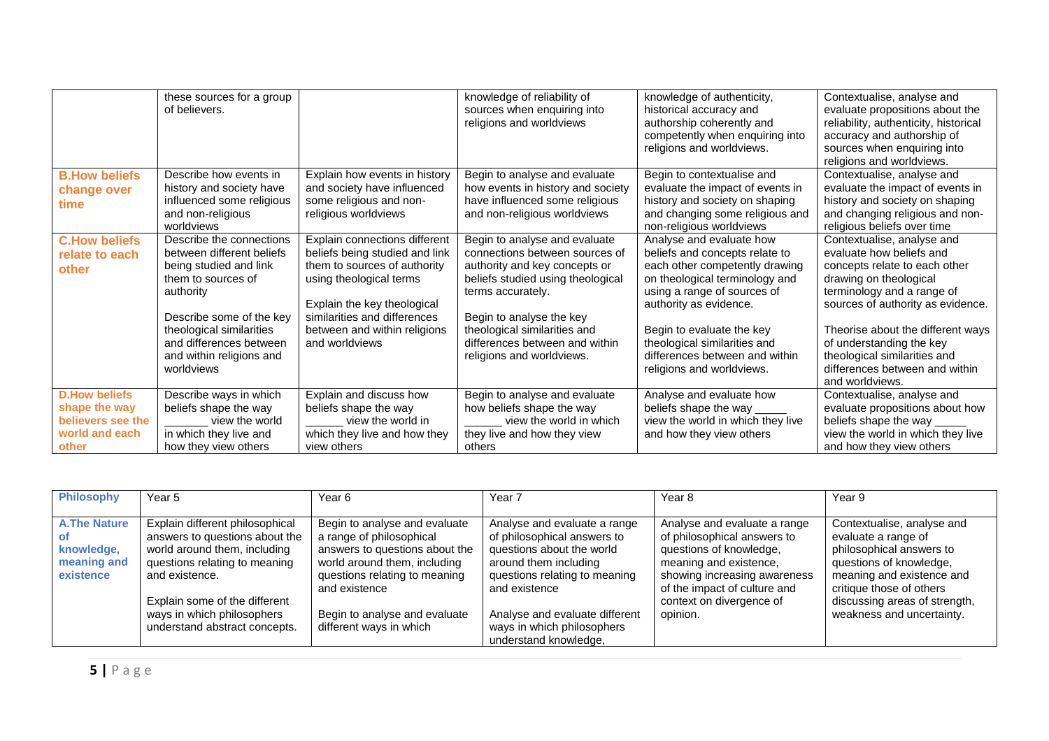| | | | | | |
|---|---|---|---|---|---|
| | these sources for a group of believers. | | knowledge of reliability of sources when enquiring into religions and worldviews | knowledge of authenticity, historical accuracy and authorship coherently and competently when enquiring into religions and worldviews. | Contextualise, analyse and evaluate propositions about the reliability, authenticity, historical accuracy and authorship of sources when enquiring into religions and worldviews. |
| **B.How beliefs change over time** | Describe how events in history and society have influenced some religious and non-religious worldviews | Explain how events in history and society have influenced some religious and non-religious worldviews | Begin to analyse and evaluate how events in history and society have influenced some religious and non-religious worldviews | Begin to contextualise and evaluate the impact of events in history and society on shaping and changing some religious and non-religious worldviews | Contextualise, analyse and evaluate the impact of events in history and society on shaping and changing religious and non-religious beliefs over time |
| **C.How beliefs relate to each other** | Describe the connections between different beliefs being studied and link them to sources of authority<br><br>Describe some of the key theological similarities and differences between and within religions and worldviews | Explain connections different beliefs being studied and link them to sources of authority using theological terms<br><br>Explain the key theological similarities and differences between and within religions and worldviews | Begin to analyse and evaluate connections between sources of authority and key concepts or beliefs studied using theological terms accurately.<br><br>Begin to analyse the key theological similarities and differences between and within religions and worldviews. | Analyse and evaluate how beliefs and concepts relate to each other competently drawing on theological terminology and using a range of sources of authority as evidence.<br><br>Begin to evaluate the key theological similarities and differences between and within religions and worldviews. | Contextualise, analyse and evaluate how beliefs and concepts relate to each other drawing on theological terminology and a range of sources of authority as evidence.<br><br>Theorise about the different ways of understanding the key theological similarities and differences between and within and worldviews. |
| **D.How beliefs shape the way believers see the world and each other** | Describe ways in which beliefs shape the way _______ view the world in which they live and how they view others | Explain and discuss how beliefs shape the way ______ view the world in which they live and how they view others | Begin to analyse and evaluate how beliefs shape the way ______ view the world in which they live and how they view others | Analyse and evaluate how beliefs shape the way _____ view the world in which they live and how they view others | Contextualise, analyse and evaluate propositions about how beliefs shape the way _____ view the world in which they live and how they view others |

| **Philosophy** | Year 5 | Year 6 | Year 7 | Year 8 | Year 9 |
|---|---|---|---|---|---|
| **A.The Nature of knowledge, meaning and existence** | Explain different philosophical answers to questions about the world around them, including questions relating to meaning and existence.<br><br>Explain some of the different ways in which philosophers understand abstract concepts. | Begin to analyse and evaluate a range of philosophical answers to questions about the world around them, including questions relating to meaning and existence<br><br>Begin to analyse and evaluate different ways in which | Analyse and evaluate a range of philosophical answers to questions about the world around them including questions relating to meaning and existence<br><br>Analyse and evaluate different ways in which philosophers understand knowledge, | Analyse and evaluate a range of philosophical answers to questions of knowledge, meaning and existence, showing increasing awareness of the impact of culture and context on divergence of opinion. | Contextualise, analyse and evaluate a range of philosophical answers to questions of knowledge, meaning and existence and critique those of others discussing areas of strength, weakness and uncertainty. |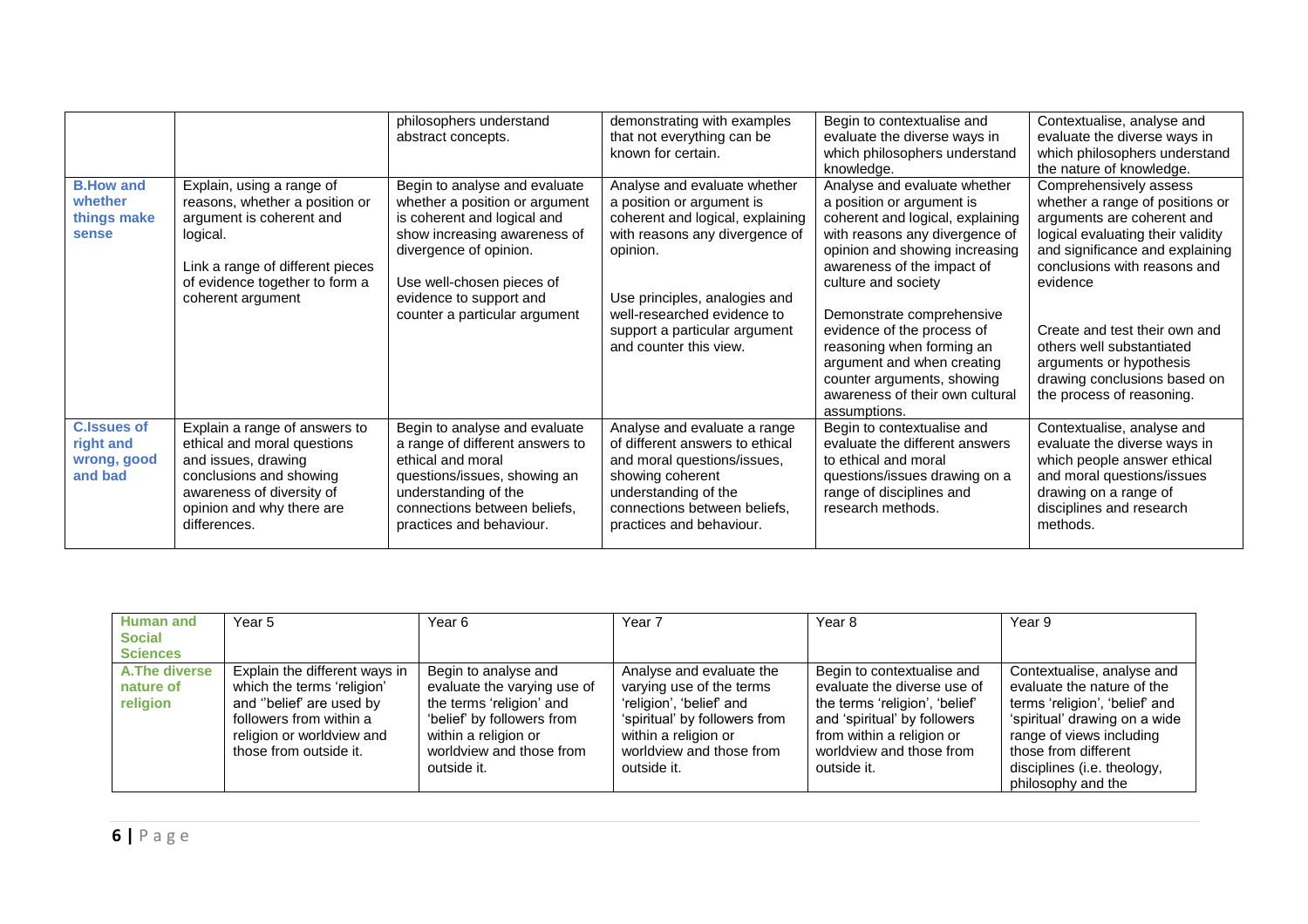| | | | | | |
|---|---|---|---|---|---|
| | | philosophers understand abstract concepts. | demonstrating with examples that not everything can be known for certain. | Begin to contextualise and evaluate the diverse ways in which philosophers understand knowledge. | Contextualise, analyse and evaluate the diverse ways in which philosophers understand the nature of knowledge. |
| **B.How and whether things make sense** | Explain, using a range of reasons, whether a position or argument is coherent and logical.<br><br>Link a range of different pieces of evidence together to form a coherent argument | Begin to analyse and evaluate whether a position or argument is coherent and logical and show increasing awareness of divergence of opinion.<br><br>Use well-chosen pieces of evidence to support and counter a particular argument | Analyse and evaluate whether a position or argument is coherent and logical, explaining with reasons any divergence of opinion.<br><br>Use principles, analogies and well-researched evidence to support a particular argument and counter this view. | Analyse and evaluate whether a position or argument is coherent and logical, explaining with reasons any divergence of opinion and showing increasing awareness of the impact of culture and society<br><br>Demonstrate comprehensive evidence of the process of reasoning when forming an argument and when creating counter arguments, showing awareness of their own cultural assumptions. | Comprehensively assess whether a range of positions or arguments are coherent and logical evaluating their validity and significance and explaining conclusions with reasons and evidence<br><br>Create and test their own and others well substantiated arguments or hypothesis drawing conclusions based on the process of reasoning. |
| **C.Issues of right and wrong, good and bad** | Explain a range of answers to ethical and moral questions and issues, drawing conclusions and showing awareness of diversity of opinion and why there are differences. | Begin to analyse and evaluate a range of different answers to ethical and moral questions/issues, showing an understanding of the connections between beliefs, practices and behaviour. | Analyse and evaluate a range of different answers to ethical and moral questions/issues, showing coherent understanding of the connections between beliefs, practices and behaviour. | Begin to contextualise and evaluate the different answers to ethical and moral questions/issues drawing on a range of disciplines and research methods. | Contextualise, analyse and evaluate the diverse ways in which people answer ethical and moral questions/issues drawing on a range of disciplines and research methods. |

| **Human and Social Sciences** | Year 5 | Year 6 | Year 7 | Year 8 | Year 9 |
|---|---|---|---|---|---|
| **A.The diverse nature of religion** | Explain the different ways in which the terms 'religion' and ''belief' are used by followers from within a religion or worldview and those from outside it. | Begin to analyse and evaluate the varying use of the terms 'religion' and 'belief' by followers from within a religion or worldview and those from outside it. | Analyse and evaluate the varying use of the terms 'religion', 'belief' and 'spiritual' by followers from within a religion or worldview and those from outside it. | Begin to contextualise and evaluate the diverse use of the terms 'religion', 'belief' and 'spiritual' by followers from within a religion or worldview and those from outside it. | Contextualise, analyse and evaluate the nature of the terms 'religion', 'belief' and 'spiritual' drawing on a wide range of views including those from different disciplines (i.e. theology, philosophy and the |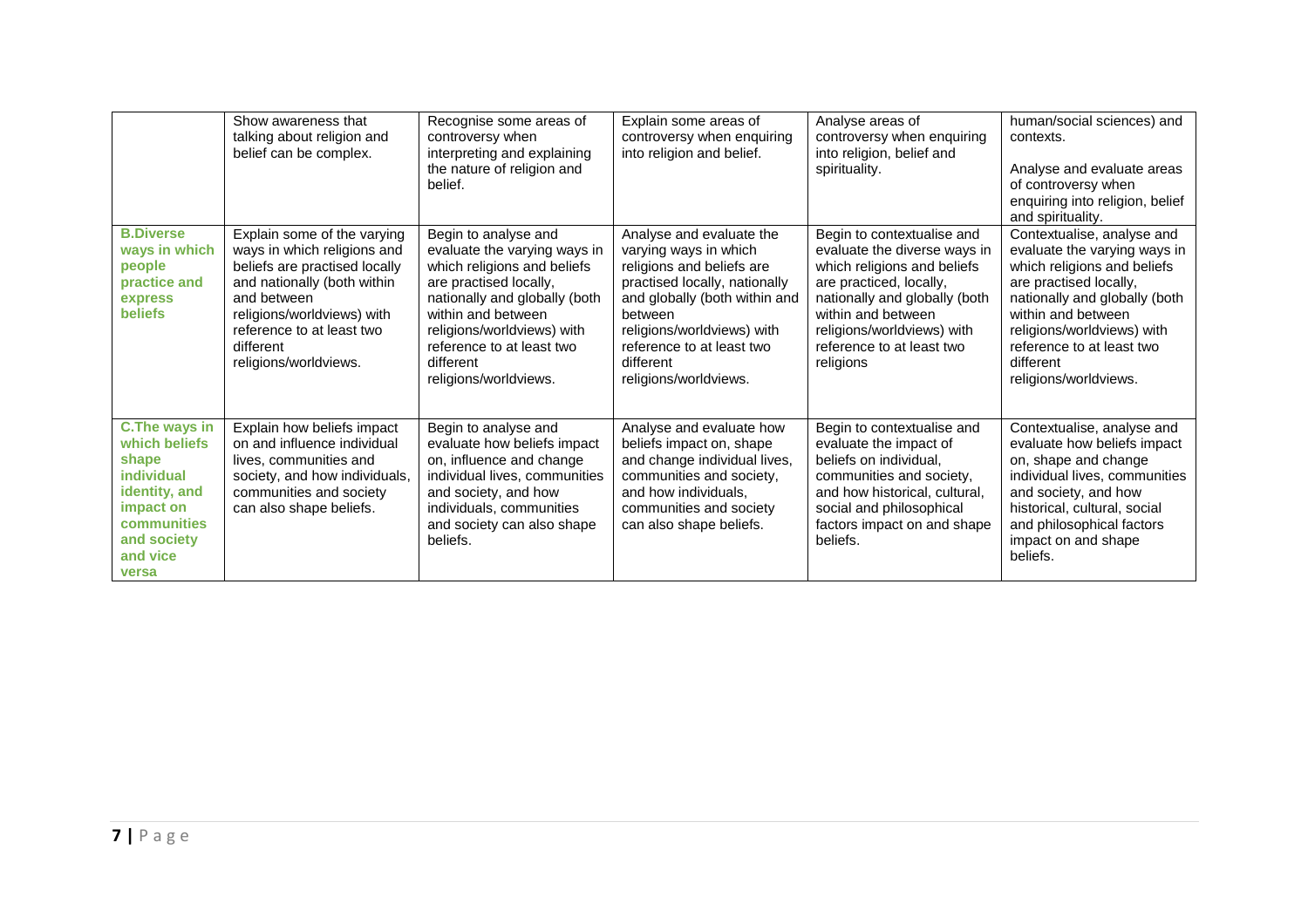| | | | | | |
|---|---|---|---|---|---|
| | Show awareness that talking about religion and belief can be complex. | Recognise some areas of controversy when interpreting and explaining the nature of religion and belief. | Explain some areas of controversy when enquiring into religion and belief. | Analyse areas of controversy when enquiring into religion, belief and spirituality. | human/social sciences) and contexts.<br><br>Analyse and evaluate areas of controversy when enquiring into religion, belief and spirituality. |
| **B.Diverse ways in which people practice and express beliefs** | Explain some of the varying ways in which religions and beliefs are practised locally and nationally (both within and between religions/worldviews) with reference to at least two different religions/worldviews. | Begin to analyse and evaluate the varying ways in which religions and beliefs are practised locally, nationally and globally (both within and between religions/worldviews) with reference to at least two different religions/worldviews. | Analyse and evaluate the varying ways in which religions and beliefs are practised locally, nationally and globally (both within and between religions/worldviews) with reference to at least two different religions/worldviews. | Begin to contextualise and evaluate the diverse ways in which religions and beliefs are practiced, locally, nationally and globally (both within and between religions/worldviews) with reference to at least two religions | Contextualise, analyse and evaluate the varying ways in which religions and beliefs are practised locally, nationally and globally (both within and between religions/worldviews) with reference to at least two different religions/worldviews. |
| **C.The ways in which beliefs shape individual identity, and impact on communities and society and vice versa** | Explain how beliefs impact on and influence individual lives, communities and society, and how individuals, communities and society can also shape beliefs. | Begin to analyse and evaluate how beliefs impact on, influence and change individual lives, communities and society, and how individuals, communities and society can also shape beliefs. | Analyse and evaluate how beliefs impact on, shape and change individual lives, communities and society, and how individuals, communities and society can also shape beliefs. | Begin to contextualise and evaluate the impact of beliefs on individual, communities and society, and how historical, cultural, social and philosophical factors impact on and shape beliefs. | Contextualise, analyse and evaluate how beliefs impact on, shape and change individual lives, communities and society, and how historical, cultural, social and philosophical factors impact on and shape beliefs. |